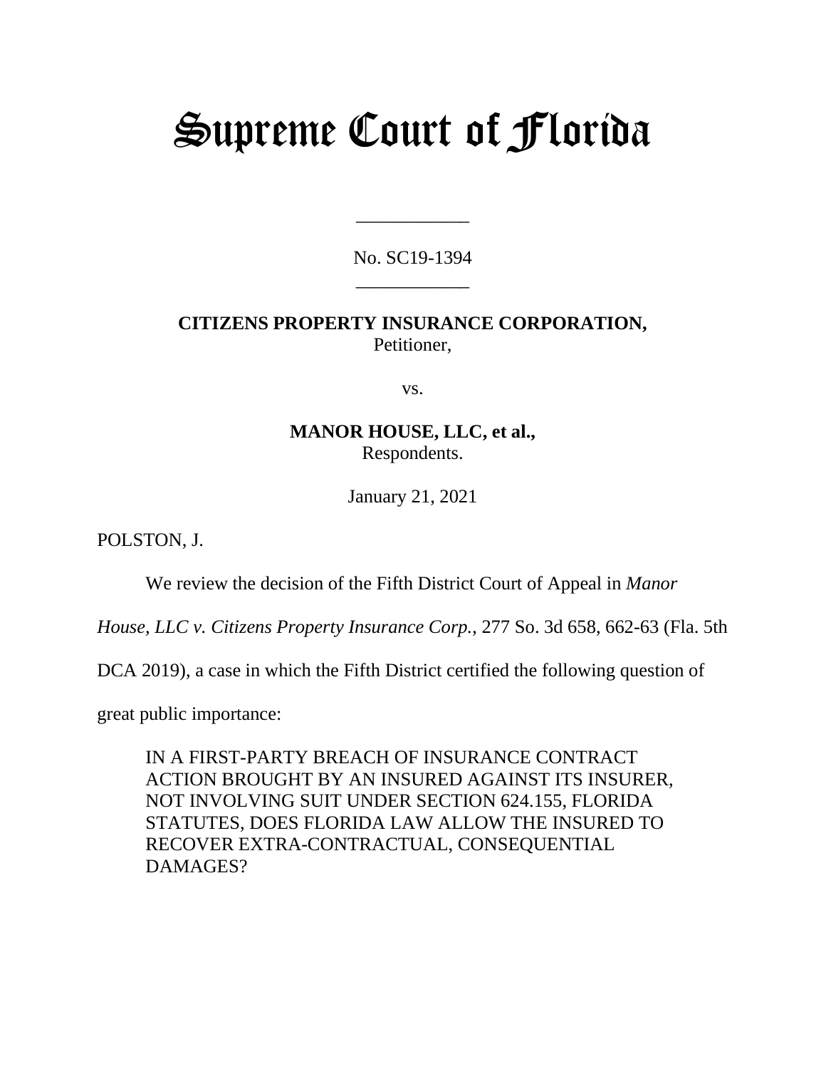# Supreme Court of Florida

\_\_\_\_\_\_\_\_\_\_\_\_

No. SC19-1394

\_\_\_\_\_\_\_\_\_\_\_\_

**CITIZENS PROPERTY INSURANCE CORPORATION,**
Petitioner,

vs.

**MANOR HOUSE, LLC, et al.,**
Respondents.

January 21, 2021

POLSTON, J.

We review the decision of the Fifth District Court of Appeal in *Manor House, LLC v. Citizens Property Insurance Corp.*, 277 So. 3d 658, 662-63 (Fla. 5th DCA 2019), a case in which the Fifth District certified the following question of great public importance:

> IN A FIRST-PARTY BREACH OF INSURANCE CONTRACT ACTION BROUGHT BY AN INSURED AGAINST ITS INSURER, NOT INVOLVING SUIT UNDER SECTION 624.155, FLORIDA STATUTES, DOES FLORIDA LAW ALLOW THE INSURED TO RECOVER EXTRA-CONTRACTUAL, CONSEQUENTIAL DAMAGES?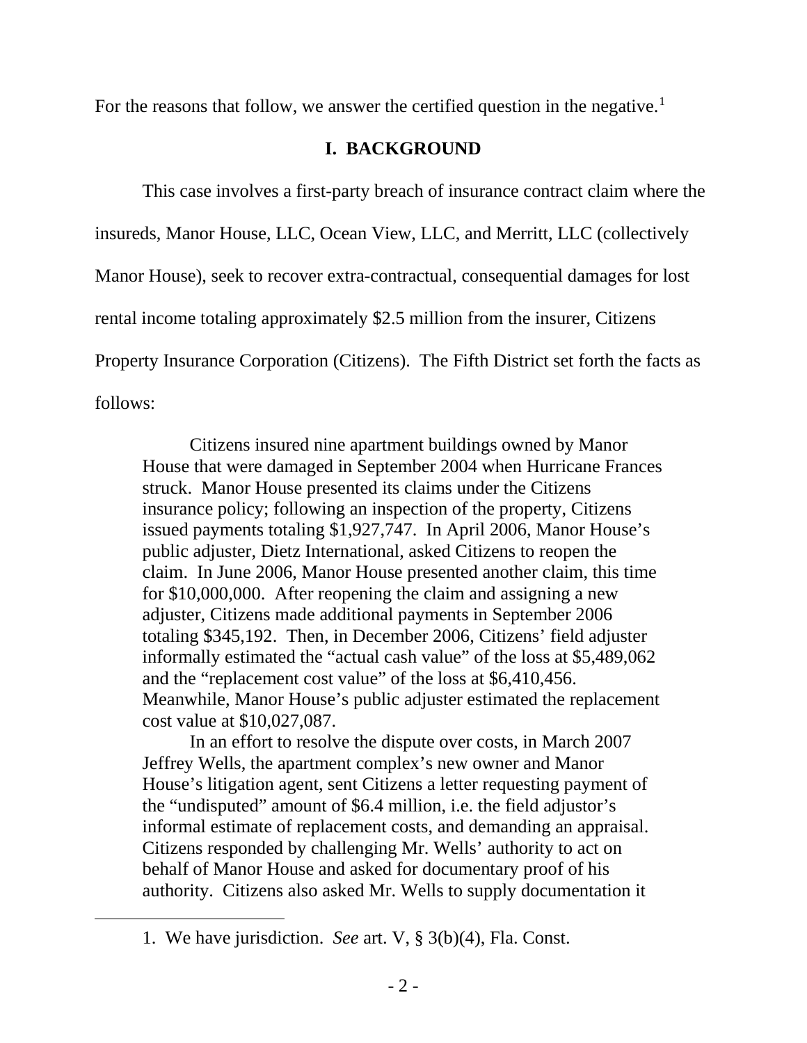For the reasons that follow, we answer the certified question in the negative.[1]

## I. BACKGROUND

This case involves a first-party breach of insurance contract claim where the insureds, Manor House, LLC, Ocean View, LLC, and Merritt, LLC (collectively Manor House), seek to recover extra-contractual, consequential damages for lost rental income totaling approximately $2.5 million from the insurer, Citizens Property Insurance Corporation (Citizens). The Fifth District set forth the facts as follows:

> Citizens insured nine apartment buildings owned by Manor House that were damaged in September 2004 when Hurricane Frances struck. Manor House presented its claims under the Citizens insurance policy; following an inspection of the property, Citizens issued payments totaling $1,927,747. In April 2006, Manor House's public adjuster, Dietz International, asked Citizens to reopen the claim. In June 2006, Manor House presented another claim, this time for $10,000,000. After reopening the claim and assigning a new adjuster, Citizens made additional payments in September 2006 totaling $345,192. Then, in December 2006, Citizens' field adjuster informally estimated the "actual cash value" of the loss at $5,489,062 and the "replacement cost value" of the loss at $6,410,456. Meanwhile, Manor House's public adjuster estimated the replacement cost value at $10,027,087.
>
> In an effort to resolve the dispute over costs, in March 2007 Jeffrey Wells, the apartment complex's new owner and Manor House's litigation agent, sent Citizens a letter requesting payment of the "undisputed" amount of $6.4 million, i.e. the field adjustor's informal estimate of replacement costs, and demanding an appraisal. Citizens responded by challenging Mr. Wells' authority to act on behalf of Manor House and asked for documentary proof of his authority. Citizens also asked Mr. Wells to supply documentation it

---

1. We have jurisdiction. *See* art. V, § 3(b)(4), Fla. Const.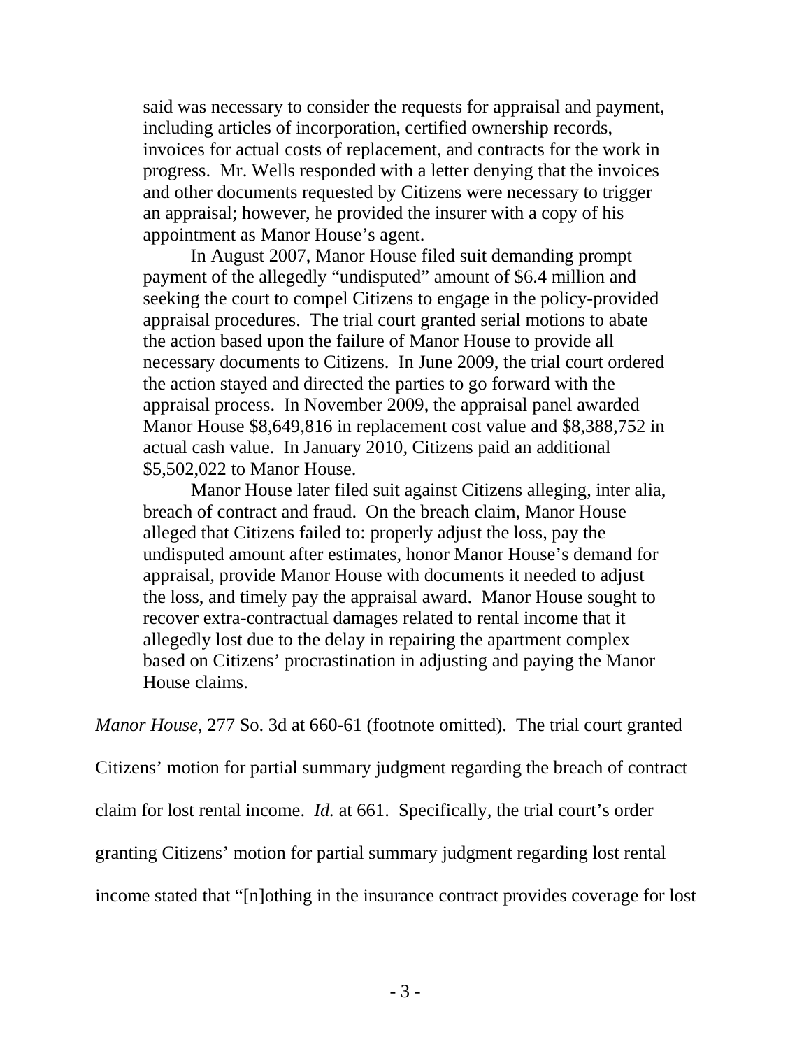> said was necessary to consider the requests for appraisal and payment, including articles of incorporation, certified ownership records, invoices for actual costs of replacement, and contracts for the work in progress. Mr. Wells responded with a letter denying that the invoices and other documents requested by Citizens were necessary to trigger an appraisal; however, he provided the insurer with a copy of his appointment as Manor House's agent.
>
> In August 2007, Manor House filed suit demanding prompt payment of the allegedly "undisputed" amount of \$6.4 million and seeking the court to compel Citizens to engage in the policy-provided appraisal procedures. The trial court granted serial motions to abate the action based upon the failure of Manor House to provide all necessary documents to Citizens. In June 2009, the trial court ordered the action stayed and directed the parties to go forward with the appraisal process. In November 2009, the appraisal panel awarded Manor House \$8,649,816 in replacement cost value and \$8,388,752 in actual cash value. In January 2010, Citizens paid an additional \$5,502,022 to Manor House.
>
> Manor House later filed suit against Citizens alleging, inter alia, breach of contract and fraud. On the breach claim, Manor House alleged that Citizens failed to: properly adjust the loss, pay the undisputed amount after estimates, honor Manor House's demand for appraisal, provide Manor House with documents it needed to adjust the loss, and timely pay the appraisal award. Manor House sought to recover extra-contractual damages related to rental income that it allegedly lost due to the delay in repairing the apartment complex based on Citizens' procrastination in adjusting and paying the Manor House claims.

*Manor House*, 277 So. 3d at 660-61 (footnote omitted). The trial court granted Citizens' motion for partial summary judgment regarding the breach of contract claim for lost rental income. *Id.* at 661. Specifically, the trial court's order granting Citizens' motion for partial summary judgment regarding lost rental income stated that "[n]othing in the insurance contract provides coverage for lost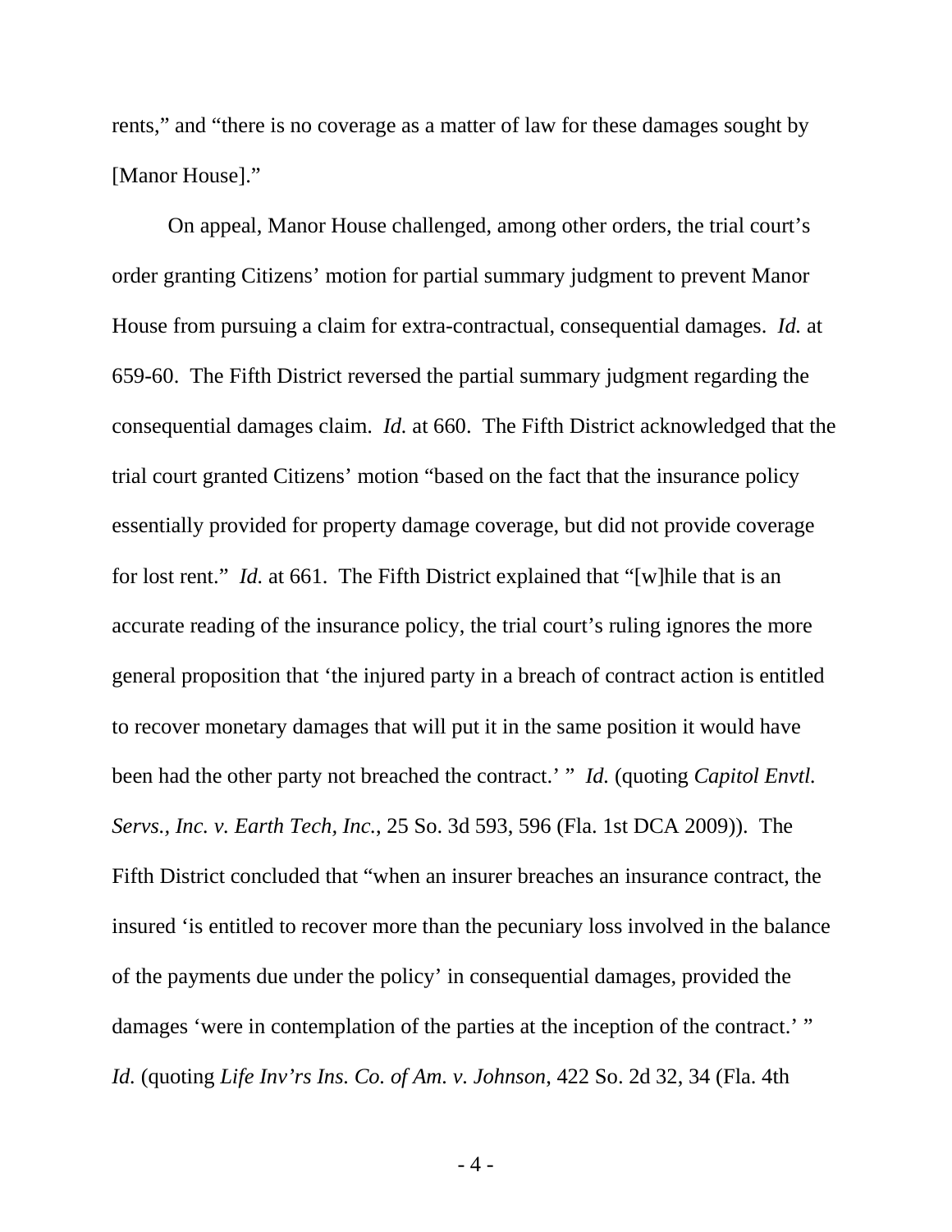rents," and "there is no coverage as a matter of law for these damages sought by [Manor House]."

On appeal, Manor House challenged, among other orders, the trial court's order granting Citizens' motion for partial summary judgment to prevent Manor House from pursuing a claim for extra-contractual, consequential damages. *Id.* at 659-60. The Fifth District reversed the partial summary judgment regarding the consequential damages claim. *Id.* at 660. The Fifth District acknowledged that the trial court granted Citizens' motion "based on the fact that the insurance policy essentially provided for property damage coverage, but did not provide coverage for lost rent." *Id.* at 661. The Fifth District explained that "[w]hile that is an accurate reading of the insurance policy, the trial court's ruling ignores the more general proposition that 'the injured party in a breach of contract action is entitled to recover monetary damages that will put it in the same position it would have been had the other party not breached the contract.' " *Id.* (quoting *Capitol Envtl. Servs., Inc. v. Earth Tech, Inc.*, 25 So. 3d 593, 596 (Fla. 1st DCA 2009)). The Fifth District concluded that "when an insurer breaches an insurance contract, the insured 'is entitled to recover more than the pecuniary loss involved in the balance of the payments due under the policy' in consequential damages, provided the damages 'were in contemplation of the parties at the inception of the contract.' " *Id.* (quoting *Life Inv'rs Ins. Co. of Am. v. Johnson*, 422 So. 2d 32, 34 (Fla. 4th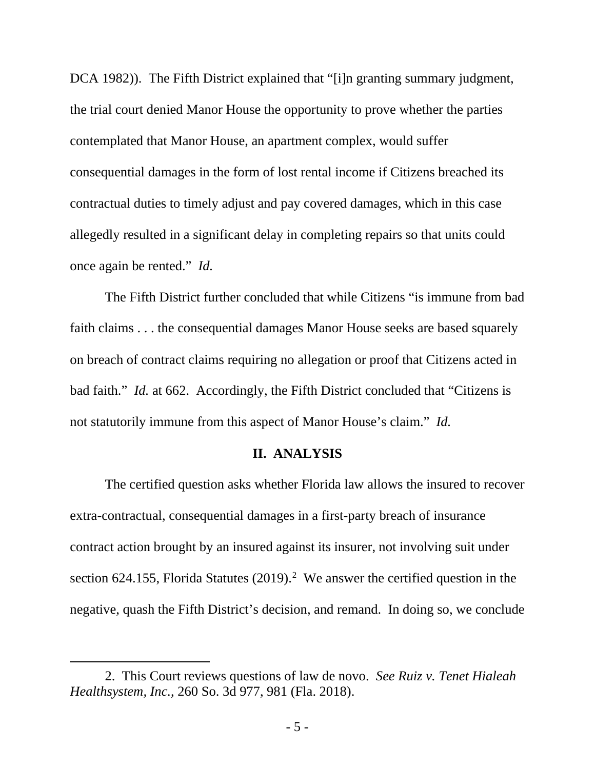DCA 1982)). The Fifth District explained that "[i]n granting summary judgment, the trial court denied Manor House the opportunity to prove whether the parties contemplated that Manor House, an apartment complex, would suffer consequential damages in the form of lost rental income if Citizens breached its contractual duties to timely adjust and pay covered damages, which in this case allegedly resulted in a significant delay in completing repairs so that units could once again be rented." *Id.*

The Fifth District further concluded that while Citizens "is immune from bad faith claims . . . the consequential damages Manor House seeks are based squarely on breach of contract claims requiring no allegation or proof that Citizens acted in bad faith." *Id.* at 662. Accordingly, the Fifth District concluded that "Citizens is not statutorily immune from this aspect of Manor House's claim." *Id.*

## II. ANALYSIS

The certified question asks whether Florida law allows the insured to recover extra-contractual, consequential damages in a first-party breach of insurance contract action brought by an insured against its insurer, not involving suit under section 624.155, Florida Statutes (2019).[2] We answer the certified question in the negative, quash the Fifth District's decision, and remand. In doing so, we conclude

---

2. This Court reviews questions of law de novo. *See Ruiz v. Tenet Hialeah Healthsystem, Inc.*, 260 So. 3d 977, 981 (Fla. 2018).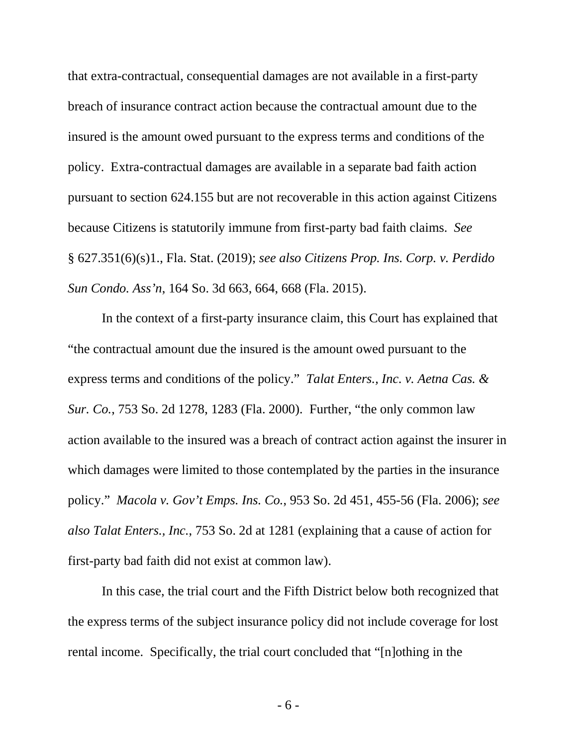that extra-contractual, consequential damages are not available in a first-party breach of insurance contract action because the contractual amount due to the insured is the amount owed pursuant to the express terms and conditions of the policy. Extra-contractual damages are available in a separate bad faith action pursuant to section 624.155 but are not recoverable in this action against Citizens because Citizens is statutorily immune from first-party bad faith claims. *See* § 627.351(6)(s)1., Fla. Stat. (2019); *see also Citizens Prop. Ins. Corp. v. Perdido Sun Condo. Ass'n*, 164 So. 3d 663, 664, 668 (Fla. 2015).

In the context of a first-party insurance claim, this Court has explained that "the contractual amount due the insured is the amount owed pursuant to the express terms and conditions of the policy." *Talat Enters., Inc. v. Aetna Cas. & Sur. Co.*, 753 So. 2d 1278, 1283 (Fla. 2000). Further, "the only common law action available to the insured was a breach of contract action against the insurer in which damages were limited to those contemplated by the parties in the insurance policy." *Macola v. Gov't Emps. Ins. Co.*, 953 So. 2d 451, 455-56 (Fla. 2006); *see also Talat Enters., Inc.*, 753 So. 2d at 1281 (explaining that a cause of action for first-party bad faith did not exist at common law).

In this case, the trial court and the Fifth District below both recognized that the express terms of the subject insurance policy did not include coverage for lost rental income. Specifically, the trial court concluded that "[n]othing in the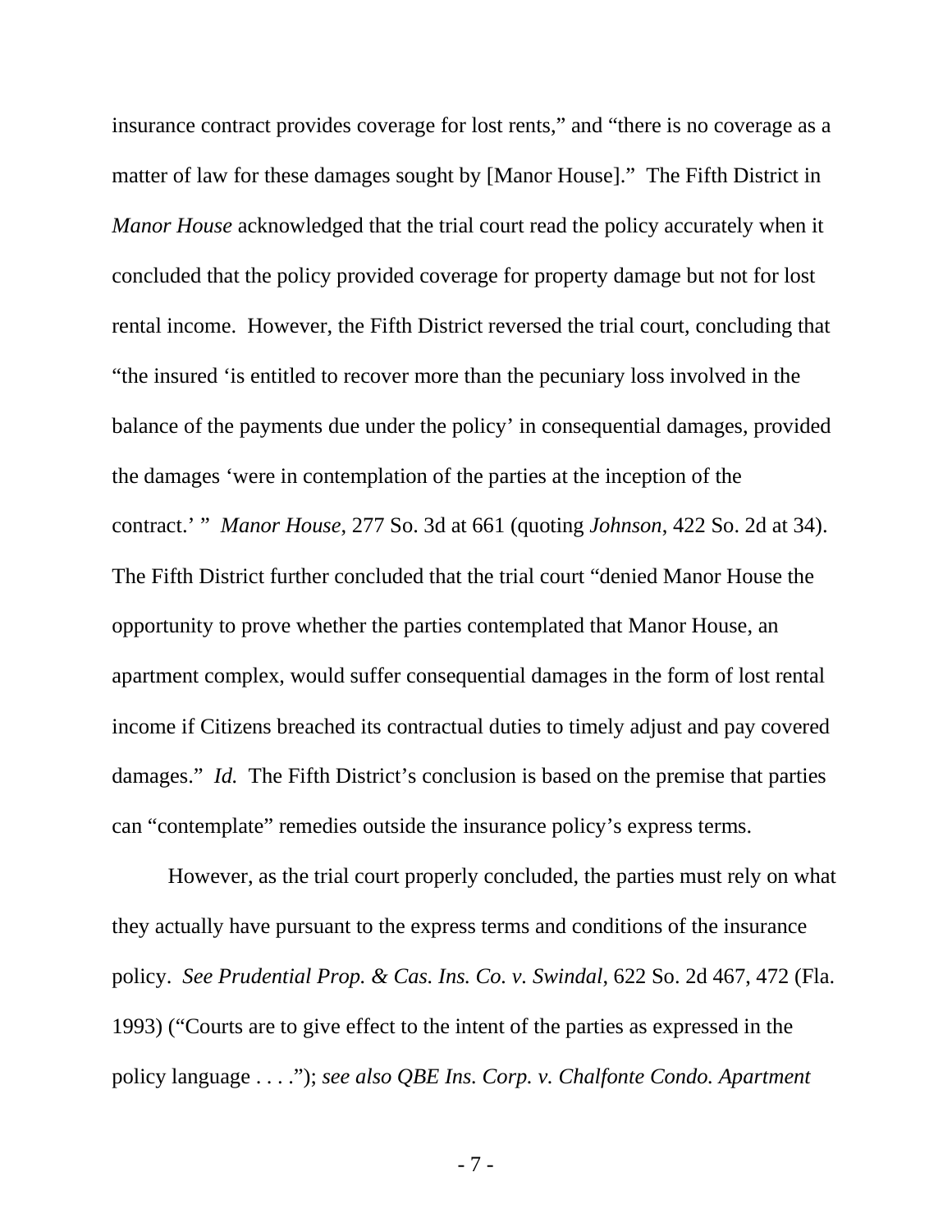insurance contract provides coverage for lost rents," and "there is no coverage as a matter of law for these damages sought by [Manor House]." The Fifth District in *Manor House* acknowledged that the trial court read the policy accurately when it concluded that the policy provided coverage for property damage but not for lost rental income. However, the Fifth District reversed the trial court, concluding that "the insured 'is entitled to recover more than the pecuniary loss involved in the balance of the payments due under the policy' in consequential damages, provided the damages 'were in contemplation of the parties at the inception of the contract.' " *Manor House*, 277 So. 3d at 661 (quoting *Johnson*, 422 So. 2d at 34). The Fifth District further concluded that the trial court "denied Manor House the opportunity to prove whether the parties contemplated that Manor House, an apartment complex, would suffer consequential damages in the form of lost rental income if Citizens breached its contractual duties to timely adjust and pay covered damages." *Id.* The Fifth District's conclusion is based on the premise that parties can "contemplate" remedies outside the insurance policy's express terms.

However, as the trial court properly concluded, the parties must rely on what they actually have pursuant to the express terms and conditions of the insurance policy. *See Prudential Prop. & Cas. Ins. Co. v. Swindal*, 622 So. 2d 467, 472 (Fla. 1993) ("Courts are to give effect to the intent of the parties as expressed in the policy language . . . ."); *see also QBE Ins. Corp. v. Chalfonte Condo. Apartment*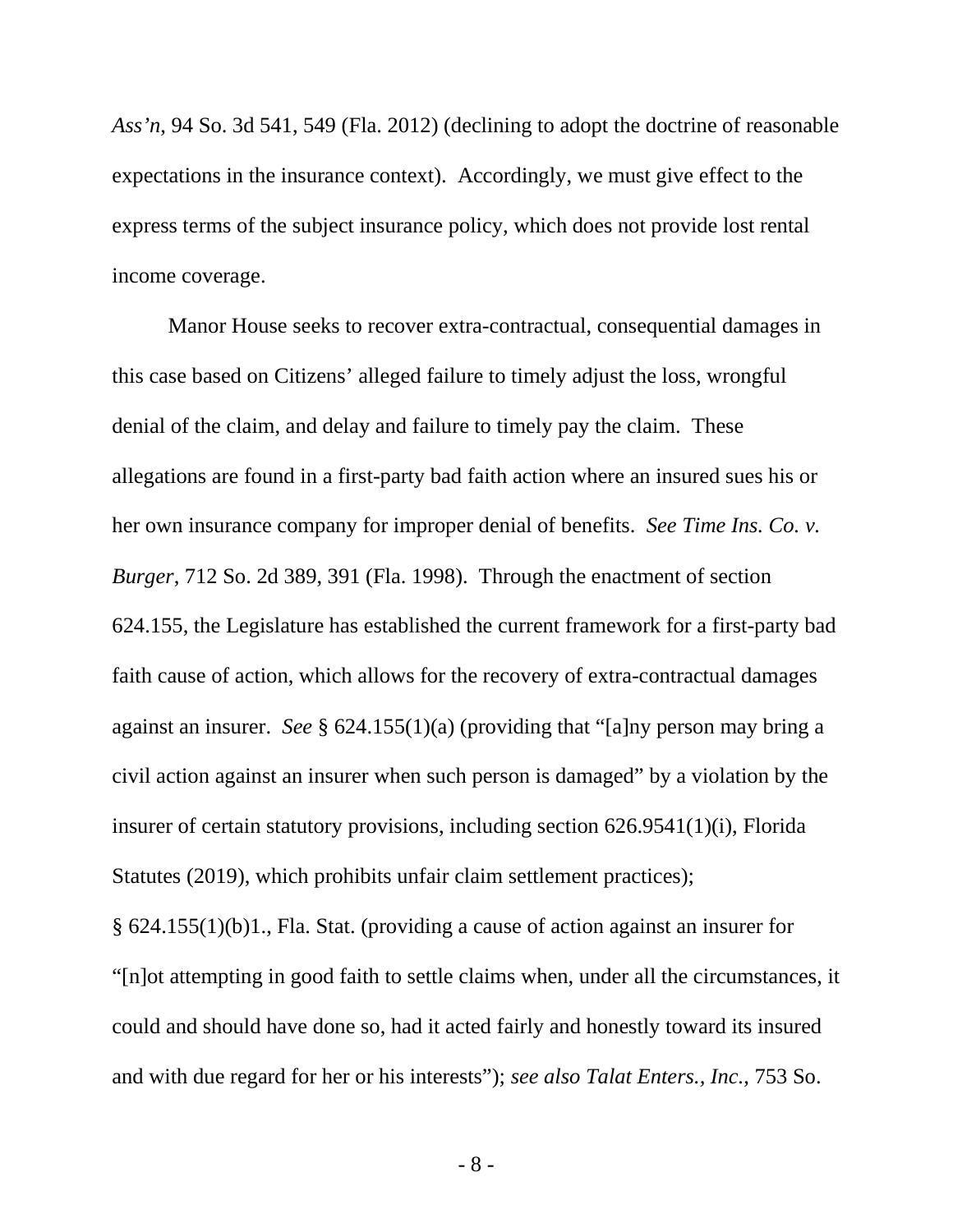*Ass'n*, 94 So. 3d 541, 549 (Fla. 2012) (declining to adopt the doctrine of reasonable expectations in the insurance context). Accordingly, we must give effect to the express terms of the subject insurance policy, which does not provide lost rental income coverage.

Manor House seeks to recover extra-contractual, consequential damages in this case based on Citizens' alleged failure to timely adjust the loss, wrongful denial of the claim, and delay and failure to timely pay the claim. These allegations are found in a first-party bad faith action where an insured sues his or her own insurance company for improper denial of benefits. *See Time Ins. Co. v. Burger*, 712 So. 2d 389, 391 (Fla. 1998). Through the enactment of section 624.155, the Legislature has established the current framework for a first-party bad faith cause of action, which allows for the recovery of extra-contractual damages against an insurer. *See* § 624.155(1)(a) (providing that "[a]ny person may bring a civil action against an insurer when such person is damaged" by a violation by the insurer of certain statutory provisions, including section 626.9541(1)(i), Florida Statutes (2019), which prohibits unfair claim settlement practices); § 624.155(1)(b)1., Fla. Stat. (providing a cause of action against an insurer for "[n]ot attempting in good faith to settle claims when, under all the circumstances, it could and should have done so, had it acted fairly and honestly toward its insured and with due regard for her or his interests"); *see also Talat Enters., Inc.*, 753 So.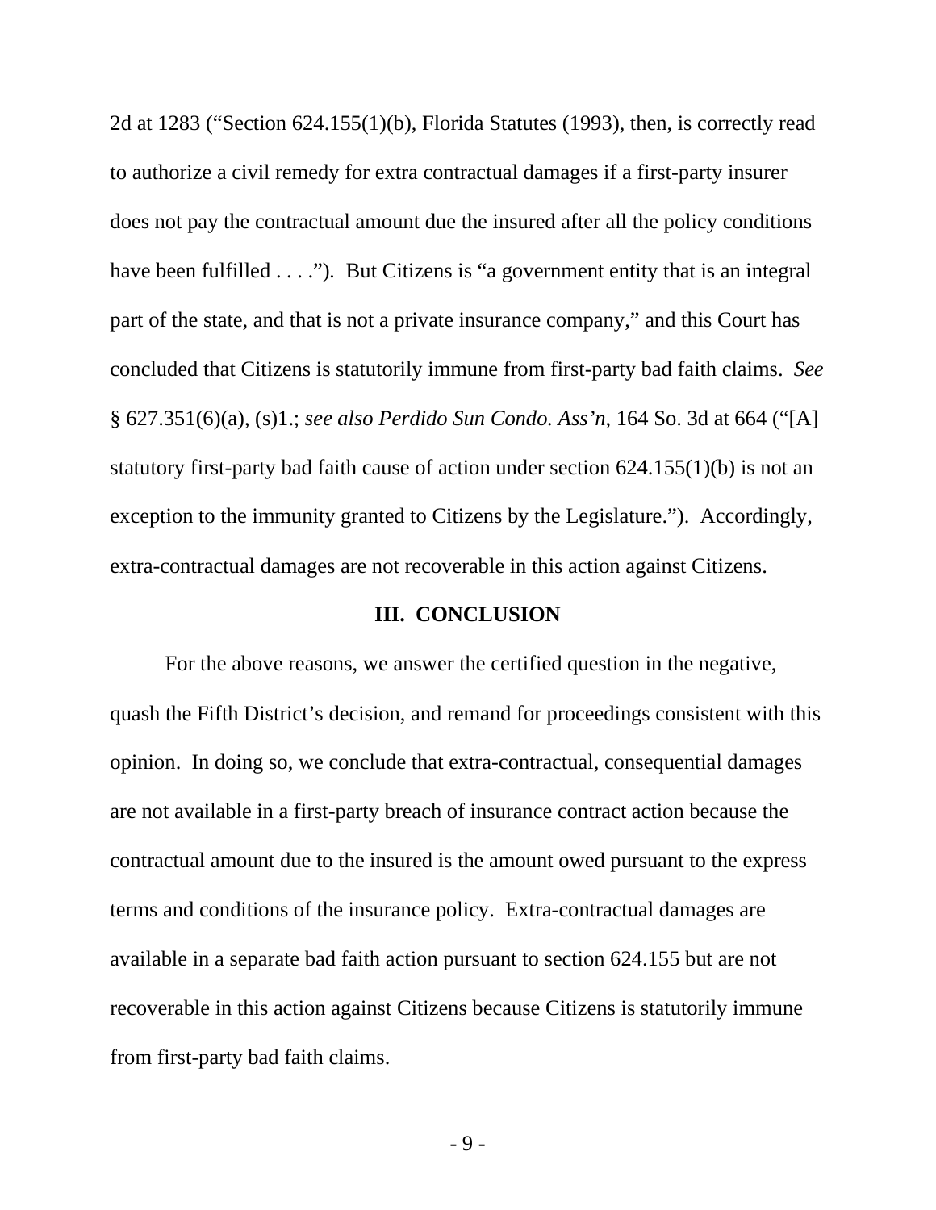2d at 1283 ("Section 624.155(1)(b), Florida Statutes (1993), then, is correctly read to authorize a civil remedy for extra contractual damages if a first-party insurer does not pay the contractual amount due the insured after all the policy conditions have been fulfilled . . . ."). But Citizens is "a government entity that is an integral part of the state, and that is not a private insurance company," and this Court has concluded that Citizens is statutorily immune from first-party bad faith claims. *See* § 627.351(6)(a), (s)1.; *see also Perdido Sun Condo. Ass'n*, 164 So. 3d at 664 ("[A] statutory first-party bad faith cause of action under section 624.155(1)(b) is not an exception to the immunity granted to Citizens by the Legislature."). Accordingly, extra-contractual damages are not recoverable in this action against Citizens.

## III. CONCLUSION

For the above reasons, we answer the certified question in the negative, quash the Fifth District's decision, and remand for proceedings consistent with this opinion. In doing so, we conclude that extra-contractual, consequential damages are not available in a first-party breach of insurance contract action because the contractual amount due to the insured is the amount owed pursuant to the express terms and conditions of the insurance policy. Extra-contractual damages are available in a separate bad faith action pursuant to section 624.155 but are not recoverable in this action against Citizens because Citizens is statutorily immune from first-party bad faith claims.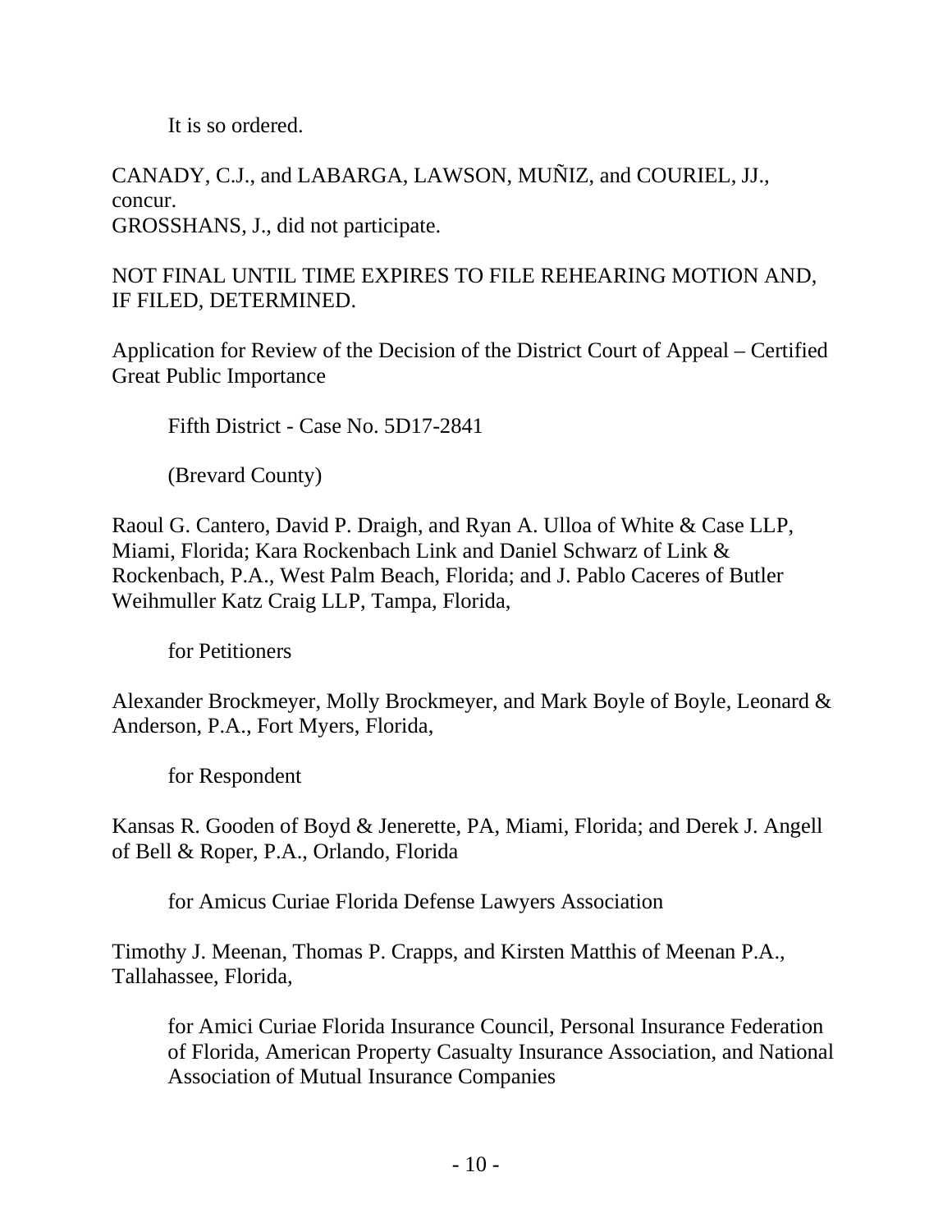It is so ordered.

CANADY, C.J., and LABARGA, LAWSON, MUÑIZ, and COURIEL, JJ., concur.
GROSSHANS, J., did not participate.

NOT FINAL UNTIL TIME EXPIRES TO FILE REHEARING MOTION AND, IF FILED, DETERMINED.

Application for Review of the Decision of the District Court of Appeal – Certified Great Public Importance

Fifth District - Case No. 5D17-2841

(Brevard County)

Raoul G. Cantero, David P. Draigh, and Ryan A. Ulloa of White & Case LLP, Miami, Florida; Kara Rockenbach Link and Daniel Schwarz of Link & Rockenbach, P.A., West Palm Beach, Florida; and J. Pablo Caceres of Butler Weihmuller Katz Craig LLP, Tampa, Florida,

for Petitioners

Alexander Brockmeyer, Molly Brockmeyer, and Mark Boyle of Boyle, Leonard & Anderson, P.A., Fort Myers, Florida,

for Respondent

Kansas R. Gooden of Boyd & Jenerette, PA, Miami, Florida; and Derek J. Angell of Bell & Roper, P.A., Orlando, Florida

for Amicus Curiae Florida Defense Lawyers Association

Timothy J. Meenan, Thomas P. Crapps, and Kirsten Matthis of Meenan P.A., Tallahassee, Florida,

for Amici Curiae Florida Insurance Council, Personal Insurance Federation of Florida, American Property Casualty Insurance Association, and National Association of Mutual Insurance Companies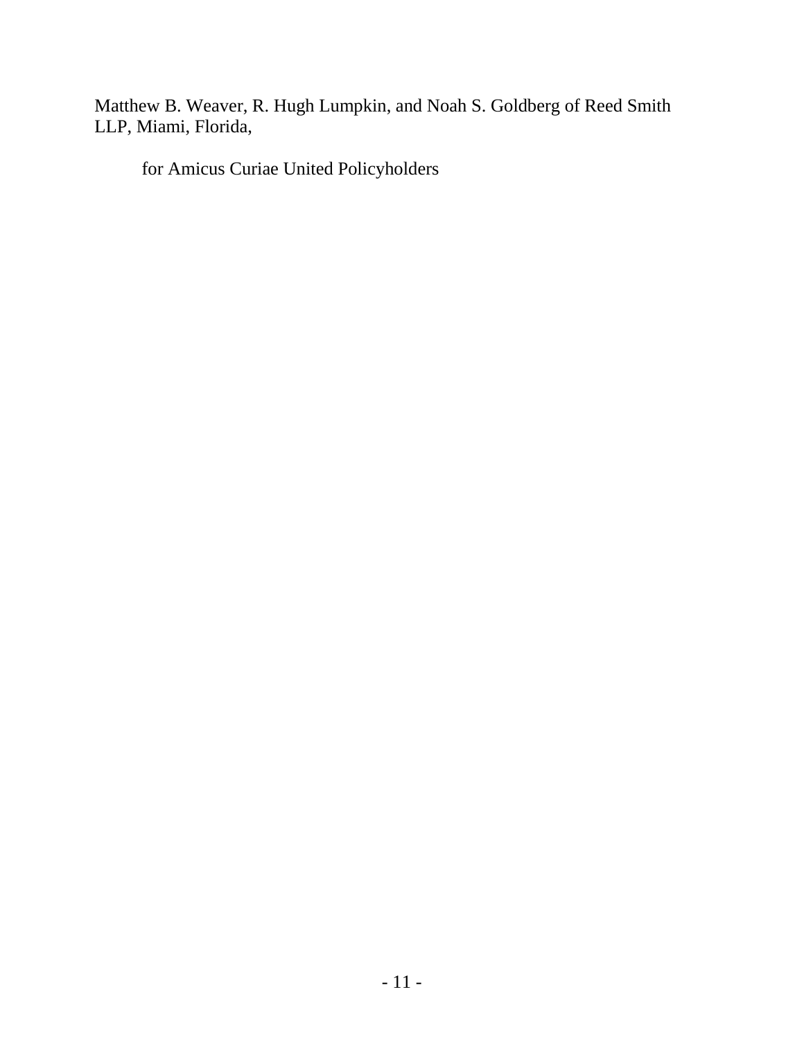Matthew B. Weaver, R. Hugh Lumpkin, and Noah S. Goldberg of Reed Smith LLP, Miami, Florida,

for Amicus Curiae United Policyholders